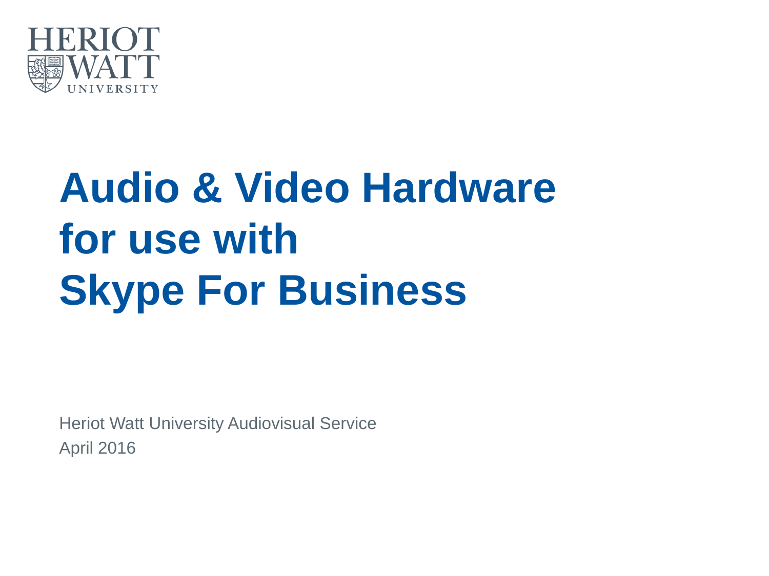HERIOT WATT UNIVERSITY

# Audio & Video Hardware for use with Skype For Business

Heriot Watt University Audiovisual Service
April 2016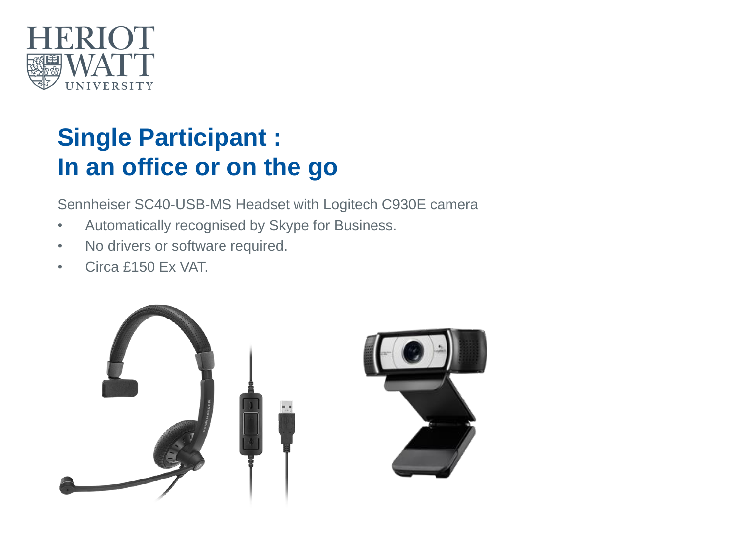# Single Participant :
# In an office or on the go

Sennheiser SC40-USB-MS Headset with Logitech C930E camera

- Automatically recognised by Skype for Business.
- No drivers or software required.
- Circa £150 Ex VAT.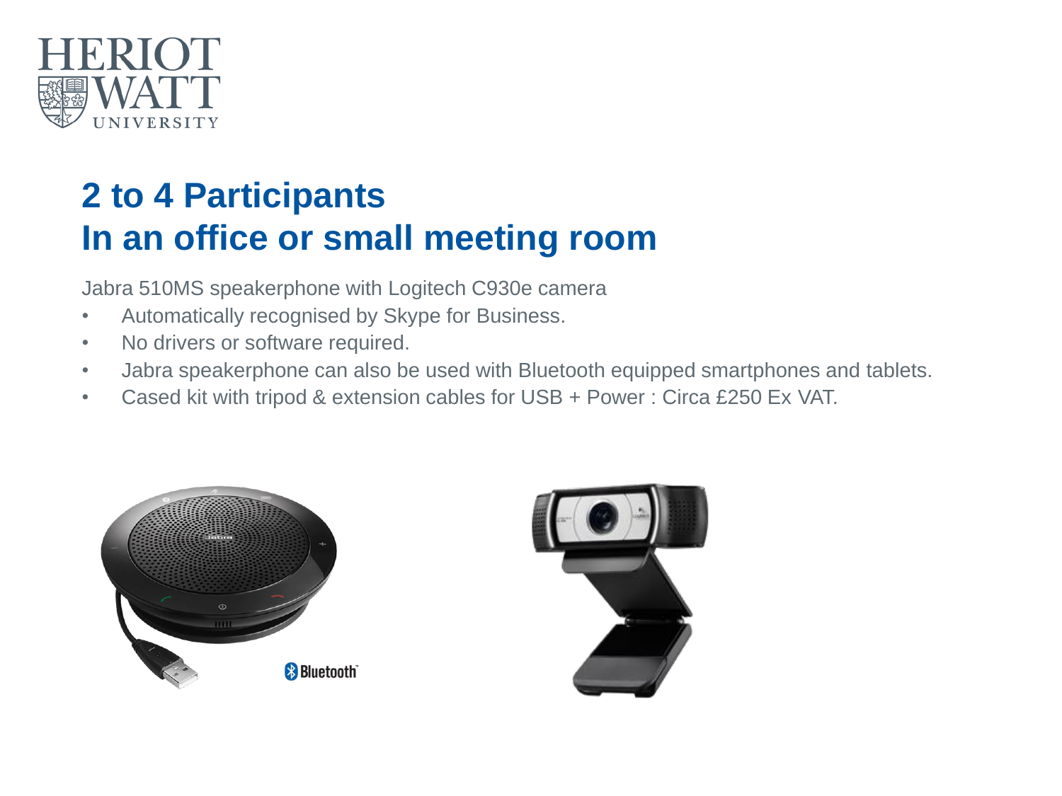# 2 to 4 Participants
# In an office or small meeting room

Jabra 510MS speakerphone with Logitech C930e camera

- Automatically recognised by Skype for Business.
- No drivers or software required.
- Jabra speakerphone can also be used with Bluetooth equipped smartphones and tablets.
- Cased kit with tripod & extension cables for USB + Power : Circa £250 Ex VAT.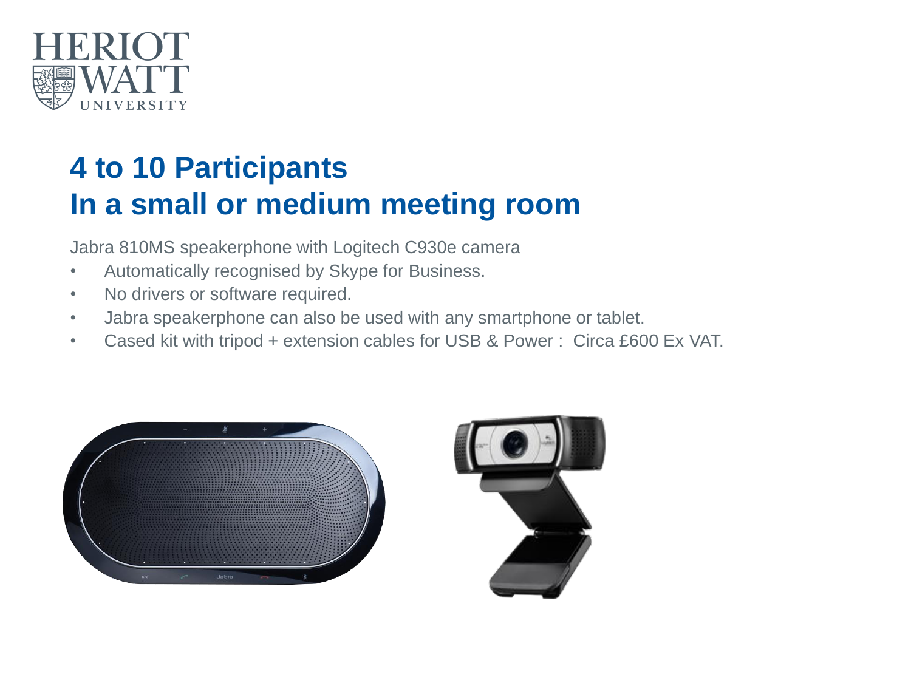# 4 to 10 Participants
# In a small or medium meeting room

Jabra 810MS speakerphone with Logitech C930e camera

- Automatically recognised by Skype for Business.
- No drivers or software required.
- Jabra speakerphone can also be used with any smartphone or tablet.
- Cased kit with tripod + extension cables for USB & Power :  Circa £600 Ex VAT.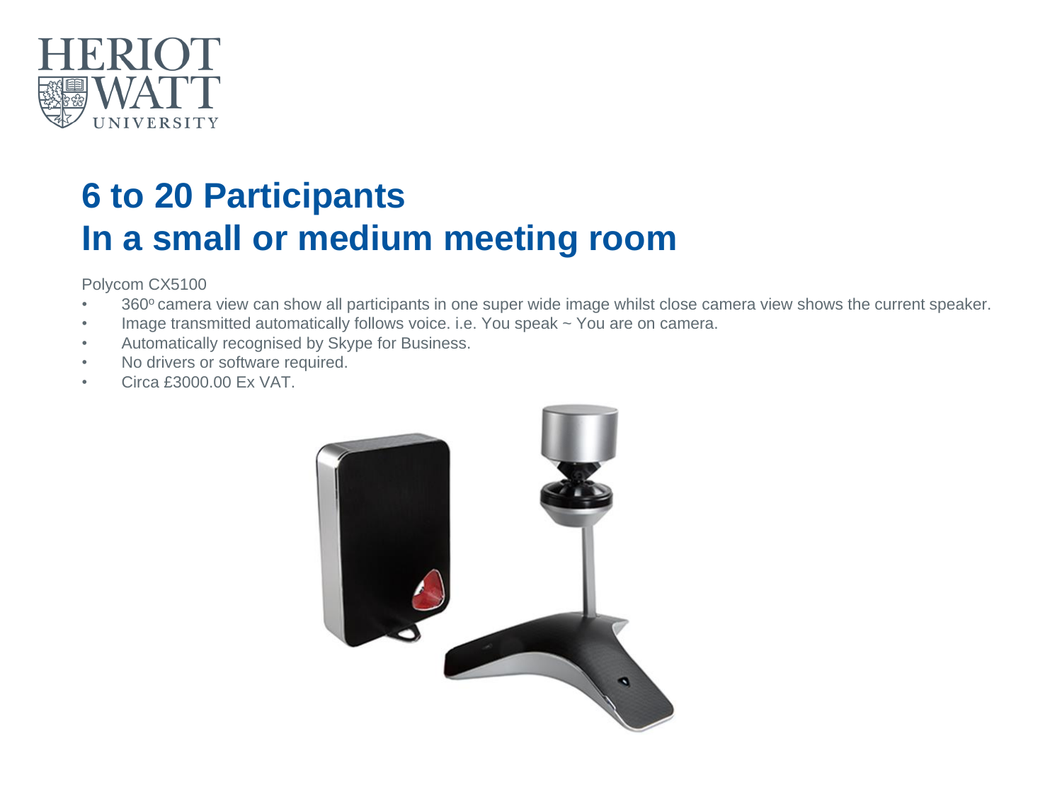# 6 to 20 Participants
# In a small or medium meeting room

Polycom CX5100

- 360$^{o}$ camera view can show all participants in one super wide image whilst close camera view shows the current speaker.
- Image transmitted automatically follows voice. i.e. You speak ~ You are on camera.
- Automatically recognised by Skype for Business.
- No drivers or software required.
- Circa £3000.00 Ex VAT.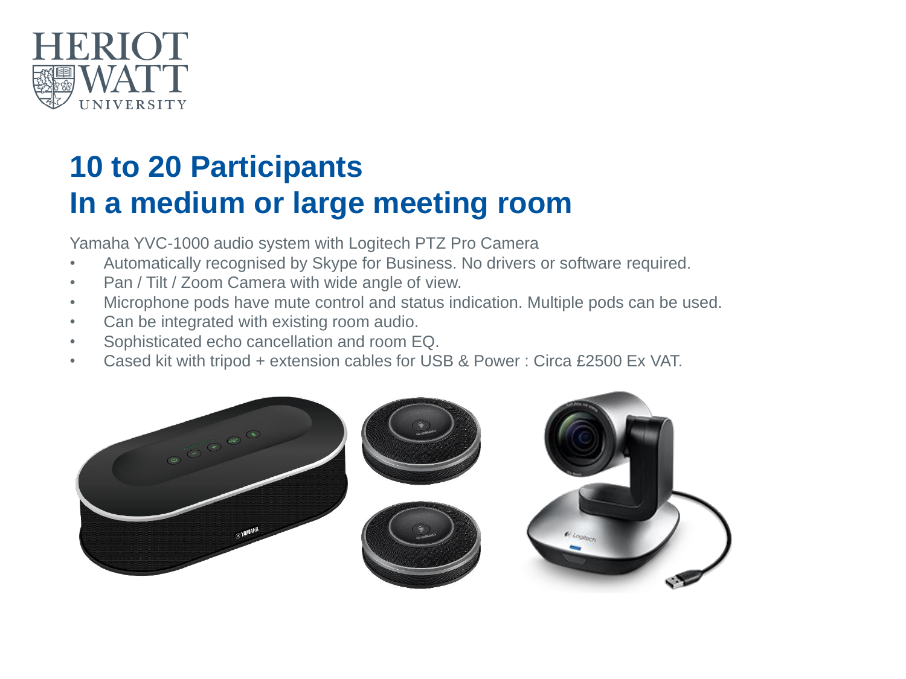# 10 to 20 Participants
# In a medium or large meeting room

Yamaha YVC-1000 audio system with Logitech PTZ Pro Camera

- Automatically recognised by Skype for Business. No drivers or software required.
- Pan / Tilt / Zoom Camera with wide angle of view.
- Microphone pods have mute control and status indication. Multiple pods can be used.
- Can be integrated with existing room audio.
- Sophisticated echo cancellation and room EQ.
- Cased kit with tripod + extension cables for USB & Power : Circa £2500 Ex VAT.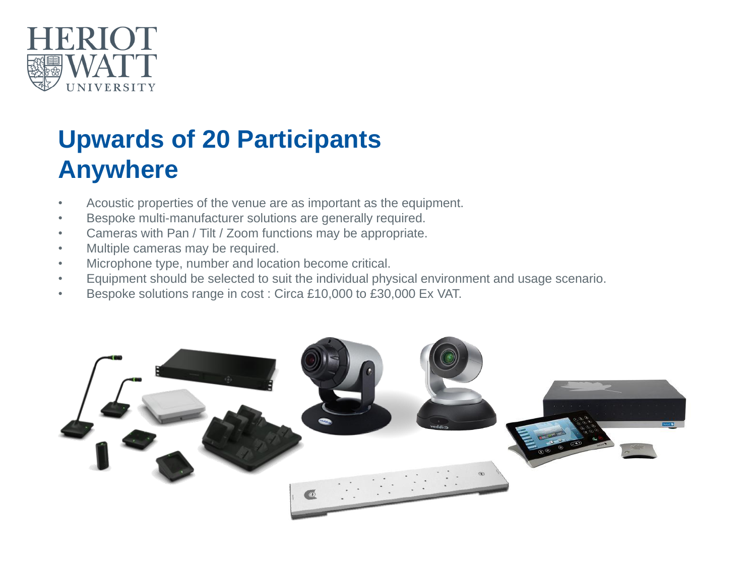# Upwards of 20 Participants Anywhere

- Acoustic properties of the venue are as important as the equipment.
- Bespoke multi-manufacturer solutions are generally required.
- Cameras with Pan / Tilt / Zoom functions may be appropriate.
- Multiple cameras may be required.
- Microphone type, number and location become critical.
- Equipment should be selected to suit the individual physical environment and usage scenario.
- Bespoke solutions range in cost : Circa £10,000 to £30,000 Ex VAT.